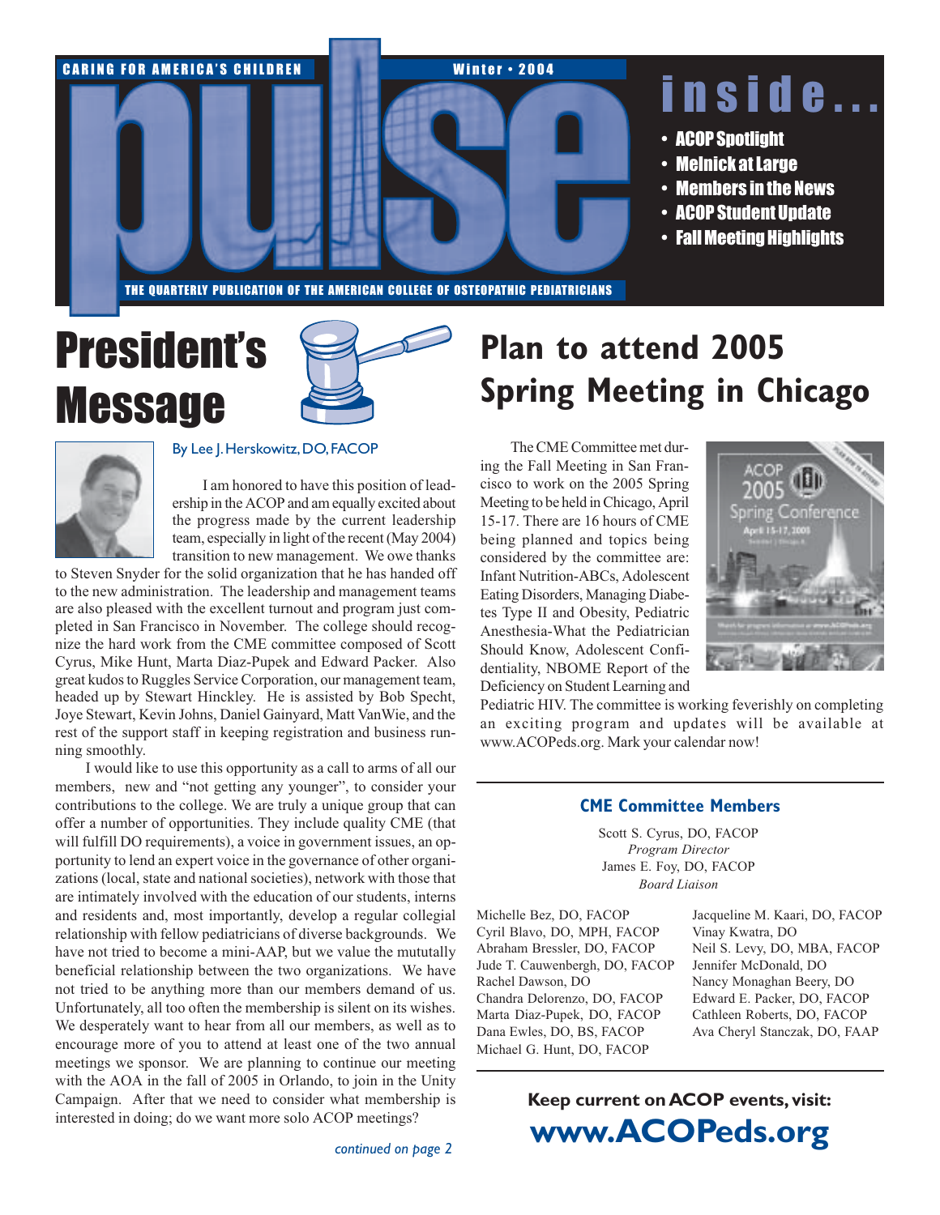CARING FOR AMERICA'S CHILDREN

Winter • 2004

# pulse

THE QUARTERLY PUBLICATION OF THE AMERICAN COLLEGE OF OSTEOPATHIC PEDIATRICIANS

## inside...

- ACOP Spotlight
- Melnick at Large
- Members in the News
- ACOP Student Update
- Fall Meeting Highlights

# President's Message

By Lee J. Herskowitz, DO, FACOP

I am honored to have this position of leadership in the ACOP and am equally excited about the progress made by the current leadership team, especially in light of the recent (May 2004) transition to new management. We owe thanks to Steven Snyder for the solid organization that he has handed off to the new administration. The leadership and management teams are also pleased with the excellent turnout and program just completed in San Francisco in November. The college should recognize the hard work from the CME committee composed of Scott Cyrus, Mike Hunt, Marta Diaz-Pupek and Edward Packer. Also great kudos to Ruggles Service Corporation, our management team, headed up by Stewart Hinckley. He is assisted by Bob Specht, Joye Stewart, Kevin Johns, Daniel Gainyard, Matt VanWie, and the rest of the support staff in keeping registration and business running smoothly.

I would like to use this opportunity as a call to arms of all our members, new and "not getting any younger", to consider your contributions to the college. We are truly a unique group that can offer a number of opportunities. They include quality CME (that will fulfill DO requirements), a voice in government issues, an opportunity to lend an expert voice in the governance of other organizations (local, state and national societies), network with those that are intimately involved with the education of our students, interns and residents and, most importantly, develop a regular collegial relationship with fellow pediatricians of diverse backgrounds. We have not tried to become a mini-AAP, but we value the mutually beneficial relationship between the two organizations. We have not tried to be anything more than our members demand of us. Unfortunately, all too often the membership is silent on its wishes. We desperately want to hear from all our members, as well as to encourage more of you to attend at least one of the two annual meetings we sponsor. We are planning to continue our meeting with the AOA in the fall of 2005 in Orlando, to join in the Unity Campaign. After that we need to consider what membership is interested in doing; do we want more solo ACOP meetings?

*continued on page 2*

# Plan to attend 2005 Spring Meeting in Chicago

The CME Committee met during the Fall Meeting in San Francisco to work on the 2005 Spring Meeting to be held in Chicago, April 15-17. There are 16 hours of CME being planned and topics being considered by the committee are: Infant Nutrition-ABCs, Adolescent Eating Disorders, Managing Diabetes Type II and Obesity, Pediatric Anesthesia-What the Pediatrician Should Know, Adolescent Confidentiality, NBOME Report of the Deficiency on Student Learning and Pediatric HIV. The committee is working feverishly on completing an exciting program and updates will be available at www.ACOPeds.org. Mark your calendar now!

### CME Committee Members

Scott S. Cyrus, DO, FACOP
*Program Director*
James E. Foy, DO, FACOP
*Board Liaison*

Michelle Bez, DO, FACOP
Cyril Blavo, DO, MPH, FACOP
Abraham Bressler, DO, FACOP
Jude T. Cauwenbergh, DO, FACOP
Rachel Dawson, DO
Chandra Delorenzo, DO, FACOP
Marta Diaz-Pupek, DO, FACOP
Dana Ewles, DO, BS, FACOP
Michael G. Hunt, DO, FACOP
Jacqueline M. Kaari, DO, FACOP
Vinay Kwatra, DO
Neil S. Levy, DO, MBA, FACOP
Jennifer McDonald, DO
Nancy Monaghan Beery, DO
Edward E. Packer, DO, FACOP
Cathleen Roberts, DO, FACOP
Ava Cheryl Stanczak, DO, FAAP

**Keep current on ACOP events, visit:**
**www.ACOPeds.org**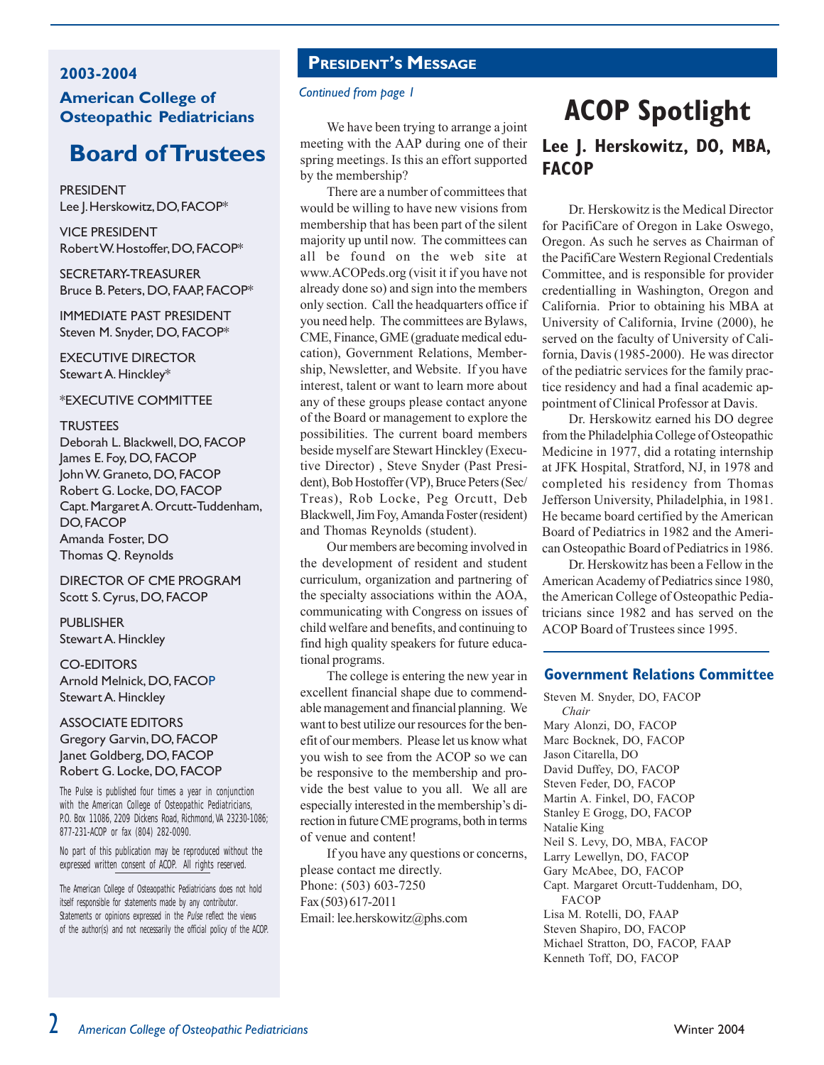## 2003-2004

## American College of Osteopathic Pediatricians

# Board of Trustees

PRESIDENT
Lee J. Herskowitz, DO, FACOP*

VICE PRESIDENT
Robert W. Hostoffer, DO, FACOP*

SECRETARY-TREASURER
Bruce B. Peters, DO, FAAP, FACOP*

IMMEDIATE PAST PRESIDENT
Steven M. Snyder, DO, FACOP*

EXECUTIVE DIRECTOR
Stewart A. Hinckley*

*EXECUTIVE COMMITTEE

TRUSTEES
Deborah L. Blackwell, DO, FACOP
James E. Foy, DO, FACOP
John W. Graneto, DO, FACOP
Robert G. Locke, DO, FACOP
Capt. Margaret A. Orcutt-Tuddenham, DO, FACOP
Amanda Foster, DO
Thomas Q. Reynolds

DIRECTOR OF CME PROGRAM
Scott S. Cyrus, DO, FACOP

PUBLISHER
Stewart A. Hinckley

CO-EDITORS
Arnold Melnick, DO, FACOP
Stewart A. Hinckley

ASSOCIATE EDITORS
Gregory Garvin, DO, FACOP
Janet Goldberg, DO, FACOP
Robert G. Locke, DO, FACOP

The Pulse is published four times a year in conjunction with the American College of Osteopathic Pediatricians, P.O. Box 11086, 2209 Dickens Road, Richmond, VA 23230-1086; 877-231-ACOP or fax (804) 282-0090.

No part of this publication may be reproduced without the expressed written consent of ACOP. All rights reserved.

The American College of Osteaopathic Pediatricians does not hold itself responsible for statements made by any contributor. Statements or opinions expressed in the *Pulse* reflect the views of the author(s) and not necessarily the official policy of the ACOP.

## President's Message

*Continued from page 1*

We have been trying to arrange a joint meeting with the AAP during one of their spring meetings. Is this an effort supported by the membership?

There are a number of committees that would be willing to have new visions from membership that has been part of the silent majority up until now. The committees can all be found on the web site at www.ACOPeds.org (visit it if you have not already done so) and sign into the members only section. Call the headquarters office if you need help. The committees are Bylaws, CME, Finance, GME (graduate medical education), Government Relations, Membership, Newsletter, and Website. If you have interest, talent or want to learn more about any of these groups please contact anyone of the Board or management to explore the possibilities. The current board members beside myself are Stewart Hinckley (Executive Director) , Steve Snyder (Past President), Bob Hostoffer (VP), Bruce Peters (Sec/Treas), Rob Locke, Peg Orcutt, Deb Blackwell, Jim Foy, Amanda Foster (resident) and Thomas Reynolds (student).

Our members are becoming involved in the development of resident and student curriculum, organization and partnering of the specialty associations within the AOA, communicating with Congress on issues of child welfare and benefits, and continuing to find high quality speakers for future educational programs.

The college is entering the new year in excellent financial shape due to commendable management and financial planning. We want to best utilize our resources for the benefit of our members. Please let us know what you wish to see from the ACOP so we can be responsive to the membership and provide the best value to you all. We all are especially interested in the membership's direction in future CME programs, both in terms of venue and content!

If you have any questions or concerns, please contact me directly.
Phone: (503) 603-7250
Fax (503) 617-2011
Email: lee.herskowitz@phs.com

# ACOP Spotlight

## Lee J. Herskowitz, DO, MBA, FACOP

Dr. Herskowitz is the Medical Director for PacifiCare of Oregon in Lake Oswego, Oregon. As such he serves as Chairman of the PacifiCare Western Regional Credentials Committee, and is responsible for provider credentialling in Washington, Oregon and California. Prior to obtaining his MBA at University of California, Irvine (2000), he served on the faculty of University of California, Davis (1985-2000). He was director of the pediatric services for the family practice residency and had a final academic appointment of Clinical Professor at Davis.

Dr. Herskowitz earned his DO degree from the Philadelphia College of Osteopathic Medicine in 1977, did a rotating internship at JFK Hospital, Stratford, NJ, in 1978 and completed his residency from Thomas Jefferson University, Philadelphia, in 1981. He became board certified by the American Board of Pediatrics in 1982 and the American Osteopathic Board of Pediatrics in 1986.

Dr. Herskowitz has been a Fellow in the American Academy of Pediatrics since 1980, the American College of Osteopathic Pediatricians since 1982 and has served on the ACOP Board of Trustees since 1995.

## Government Relations Committee

Steven M. Snyder, DO, FACOP
*Chair*
Mary Alonzi, DO, FACOP
Marc Bocknek, DO, FACOP
Jason Citarella, DO
David Duffey, DO, FACOP
Steven Feder, DO, FACOP
Martin A. Finkel, DO, FACOP
Stanley E Grogg, DO, FACOP
Natalie King
Neil S. Levy, DO, MBA, FACOP
Larry Lewellyn, DO, FACOP
Gary McAbee, DO, FACOP
Capt. Margaret Orcutt-Tuddenham, DO, FACOP
Lisa M. Rotelli, DO, FAAP
Steven Shapiro, DO, FACOP
Michael Stratton, DO, FACOP, FAAP
Kenneth Toff, DO, FACOP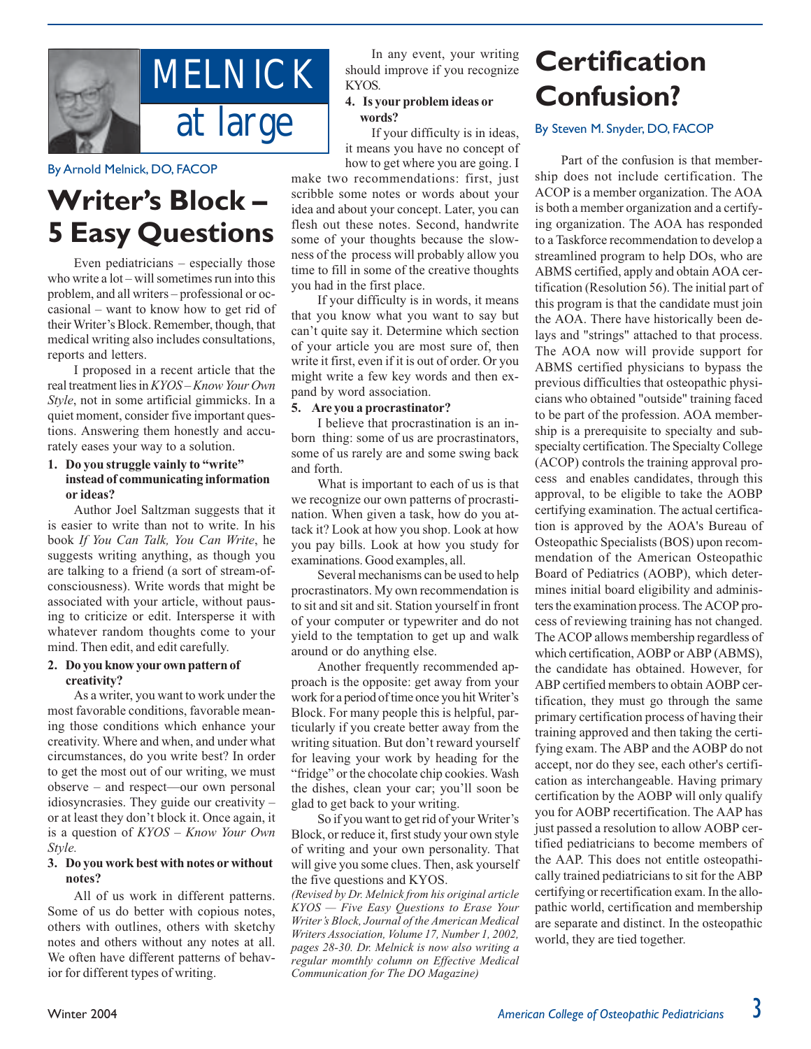# MELNICK at large

By Arnold Melnick, DO, FACOP

## Writer's Block – 5 Easy Questions

Even pediatricians – especially those who write a lot – will sometimes run into this problem, and all writers – professional or occasional – want to know how to get rid of their Writer's Block. Remember, though, that medical writing also includes consultations, reports and letters.

I proposed in a recent article that the real treatment lies in *KYOS – Know Your Own Style*, not in some artificial gimmicks. In a quiet moment, consider five important questions. Answering them honestly and accurately eases your way to a solution.

**1. Do you struggle vainly to "write" instead of communicating information or ideas?**

Author Joel Saltzman suggests that it is easier to write than not to write. In his book *If You Can Talk, You Can Write*, he suggests writing anything, as though you are talking to a friend (a sort of stream-of-consciousness). Write words that might be associated with your article, without pausing to criticize or edit. Intersperse it with whatever random thoughts come to your mind. Then edit, and edit carefully.

**2. Do you know your own pattern of creativity?**

As a writer, you want to work under the most favorable conditions, favorable meaning those conditions which enhance your creativity. Where and when, and under what circumstances, do you write best? In order to get the most out of our writing, we must observe – and respect—our own personal idiosyncrasies. They guide our creativity – or at least they don't block it. Once again, it is a question of *KYOS – Know Your Own Style.*

**3. Do you work best with notes or without notes?**

All of us work in different patterns. Some of us do better with copious notes, others with outlines, others with sketchy notes and others without any notes at all. We often have different patterns of behavior for different types of writing.

In any event, your writing should improve if you recognize KYOS.

**4. Is your problem ideas or words?**

If your difficulty is in ideas, it means you have no concept of how to get where you are going. I make two recommendations: first, just scribble some notes or words about your idea and about your concept. Later, you can flesh out these notes. Second, handwrite some of your thoughts because the slowness of the process will probably allow you time to fill in some of the creative thoughts you had in the first place.

If your difficulty is in words, it means that you know what you want to say but can't quite say it. Determine which section of your article you are most sure of, then write it first, even if it is out of order. Or you might write a few key words and then expand by word association.

**5. Are you a procrastinator?**

I believe that procrastination is an inborn thing: some of us are procrastinators, some of us rarely are and some swing back and forth.

What is important to each of us is that we recognize our own patterns of procrastination. When given a task, how do you attack it? Look at how you shop. Look at how you pay bills. Look at how you study for examinations. Good examples, all.

Several mechanisms can be used to help procrastinators. My own recommendation is to sit and sit and sit. Station yourself in front of your computer or typewriter and do not yield to the temptation to get up and walk around or do anything else.

Another frequently recommended approach is the opposite: get away from your work for a period of time once you hit Writer's Block. For many people this is helpful, particularly if you create better away from the writing situation. But don't reward yourself for leaving your work by heading for the "fridge" or the chocolate chip cookies. Wash the dishes, clean your car; you'll soon be glad to get back to your writing.

So if you want to get rid of your Writer's Block, or reduce it, first study your own style of writing and your own personality. That will give you some clues. Then, ask yourself the five questions and KYOS.

*(Revised by Dr. Melnick from his original article KYOS — Five Easy Questions to Erase Your Writer's Block, Journal of the American Medical Writers Association, Volume 17, Number 1, 2002, pages 28-30. Dr. Melnick is now also writing a regular momthly column on Effective Medical Communication for The DO Magazine)*

# Certification Confusion?

By Steven M. Snyder, DO, FACOP

Part of the confusion is that membership does not include certification. The ACOP is a member organization. The AOA is both a member organization and a certifying organization. The AOA has responded to a Taskforce recommendation to develop a streamlined program to help DOs, who are ABMS certified, apply and obtain AOA certification (Resolution 56). The initial part of this program is that the candidate must join the AOA. There have historically been delays and "strings" attached to that process. The AOA now will provide support for ABMS certified physicians to bypass the previous difficulties that osteopathic physicians who obtained "outside" training faced to be part of the profession. AOA membership is a prerequisite to specialty and subspecialty certification. The Specialty College (ACOP) controls the training approval process and enables candidates, through this approval, to be eligible to take the AOBP certifying examination. The actual certification is approved by the AOA's Bureau of Osteopathic Specialists (BOS) upon recommendation of the American Osteopathic Board of Pediatrics (AOBP), which determines initial board eligibility and administers the examination process. The ACOP process of reviewing training has not changed. The ACOP allows membership regardless of which certification, AOBP or ABP (ABMS), the candidate has obtained. However, for ABP certified members to obtain AOBP certification, they must go through the same primary certification process of having their training approved and then taking the certifying exam. The ABP and the AOBP do not accept, nor do they see, each other's certification as interchangeable. Having primary certification by the AOBP will only qualify you for AOBP recertification. The AAP has just passed a resolution to allow AOBP certified pediatricians to become members of the AAP. This does not entitle osteopathically trained pediatricians to sit for the ABP certifying or recertification exam. In the allopathic world, certification and membership are separate and distinct. In the osteopathic world, they are tied together.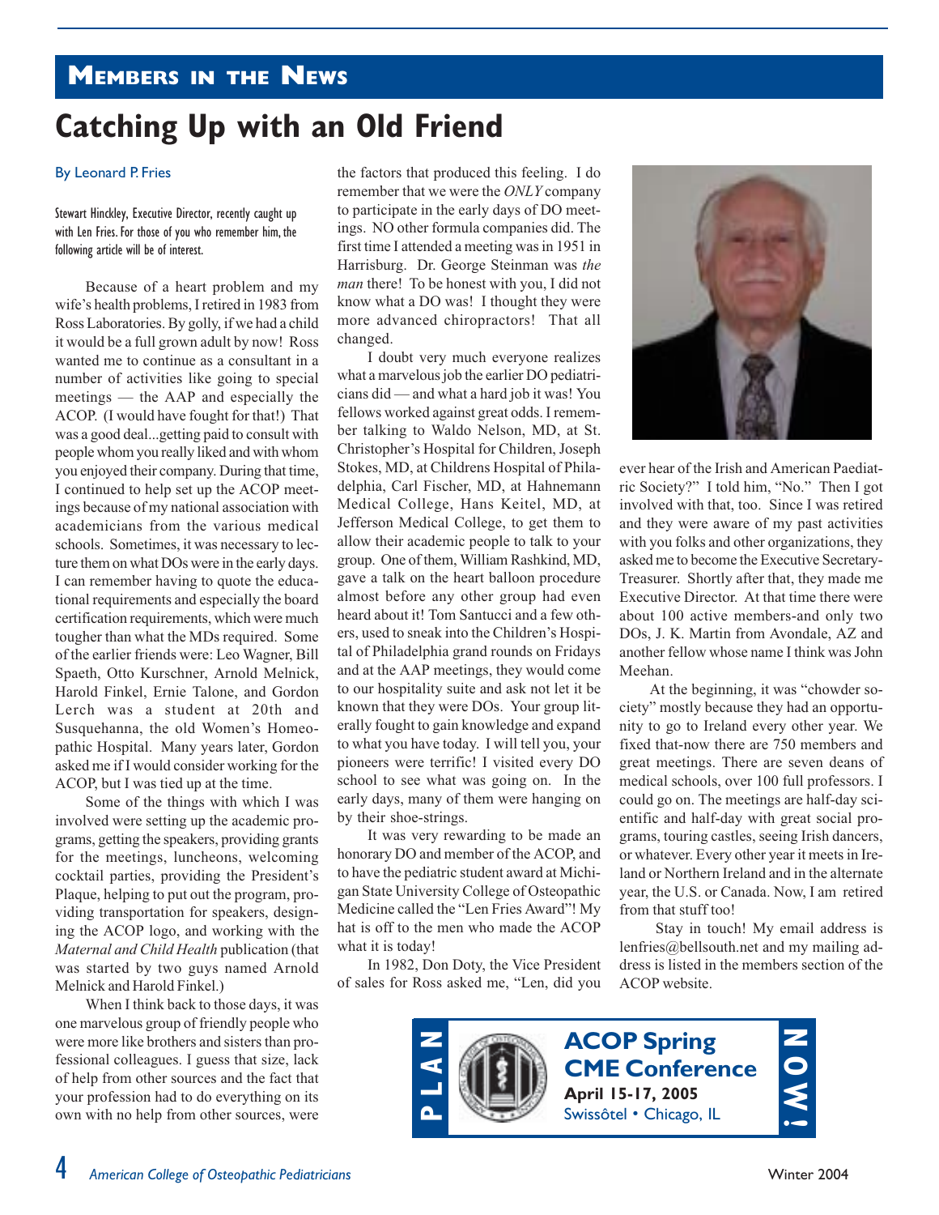## Members in the News

# Catching Up with an Old Friend

By Leonard P. Fries

Stewart Hinckley, Executive Director, recently caught up with Len Fries. For those of you who remember him, the following article will be of interest.

Because of a heart problem and my wife's health problems, I retired in 1983 from Ross Laboratories. By golly, if we had a child it would be a full grown adult by now! Ross wanted me to continue as a consultant in a number of activities like going to special meetings — the AAP and especially the ACOP. (I would have fought for that!) That was a good deal...getting paid to consult with people whom you really liked and with whom you enjoyed their company. During that time, I continued to help set up the ACOP meetings because of my national association with academicians from the various medical schools. Sometimes, it was necessary to lecture them on what DOs were in the early days. I can remember having to quote the educational requirements and especially the board certification requirements, which were much tougher than what the MDs required. Some of the earlier friends were: Leo Wagner, Bill Spaeth, Otto Kurschner, Arnold Melnick, Harold Finkel, Ernie Talone, and Gordon Lerch was a student at 20th and Susquehanna, the old Women's Homeopathic Hospital. Many years later, Gordon asked me if I would consider working for the ACOP, but I was tied up at the time.

Some of the things with which I was involved were setting up the academic programs, getting the speakers, providing grants for the meetings, luncheons, welcoming cocktail parties, providing the President's Plaque, helping to put out the program, providing transportation for speakers, designing the ACOP logo, and working with the *Maternal and Child Health* publication (that was started by two guys named Arnold Melnick and Harold Finkel.)

When I think back to those days, it was one marvelous group of friendly people who were more like brothers and sisters than professional colleagues. I guess that size, lack of help from other sources and the fact that your profession had to do everything on its own with no help from other sources, were the factors that produced this feeling. I do remember that we were the *ONLY* company to participate in the early days of DO meetings. NO other formula companies did. The first time I attended a meeting was in 1951 in Harrisburg. Dr. George Steinman was *the man* there! To be honest with you, I did not know what a DO was! I thought they were more advanced chiropractors! That all changed.

I doubt very much everyone realizes what a marvelous job the earlier DO pediatricians did — and what a hard job it was! You fellows worked against great odds. I remember talking to Waldo Nelson, MD, at St. Christopher's Hospital for Children, Joseph Stokes, MD, at Childrens Hospital of Philadelphia, Carl Fischer, MD, at Hahnemann Medical College, Hans Keitel, MD, at Jefferson Medical College, to get them to allow their academic people to talk to your group. One of them, William Rashkind, MD, gave a talk on the heart balloon procedure almost before any other group had even heard about it! Tom Santucci and a few others, used to sneak into the Children's Hospital of Philadelphia grand rounds on Fridays and at the AAP meetings, they would come to our hospitality suite and ask not let it be known that they were DOs. Your group literally fought to gain knowledge and expand to what you have today. I will tell you, your pioneers were terrific! I visited every DO school to see what was going on. In the early days, many of them were hanging on by their shoe-strings.

It was very rewarding to be made an honorary DO and member of the ACOP, and to have the pediatric student award at Michigan State University College of Osteopathic Medicine called the "Len Fries Award"! My hat is off to the men who made the ACOP what it is today!

In 1982, Don Doty, the Vice President of sales for Ross asked me, "Len, did you ever hear of the Irish and American Paediatric Society?" I told him, "No." Then I got involved with that, too. Since I was retired and they were aware of my past activities with you folks and other organizations, they asked me to become the Executive Secretary-Treasurer. Shortly after that, they made me Executive Director. At that time there were about 100 active members-and only two DOs, J. K. Martin from Avondale, AZ and another fellow whose name I think was John Meehan.

At the beginning, it was "chowder society" mostly because they had an opportunity to go to Ireland every other year. We fixed that-now there are 750 members and great meetings. There are seven deans of medical schools, over 100 full professors. I could go on. The meetings are half-day scientific and half-day with great social programs, touring castles, seeing Irish dancers, or whatever. Every other year it meets in Ireland or Northern Ireland and in the alternate year, the U.S. or Canada. Now, I am retired from that stuff too!

Stay in touch! My email address is lenfries@bellsouth.net and my mailing address is listed in the members section of the ACOP website.

**PLAN NOW!**

**ACOP Spring CME Conference**
**April 15-17, 2005**
Swissôtel • Chicago, IL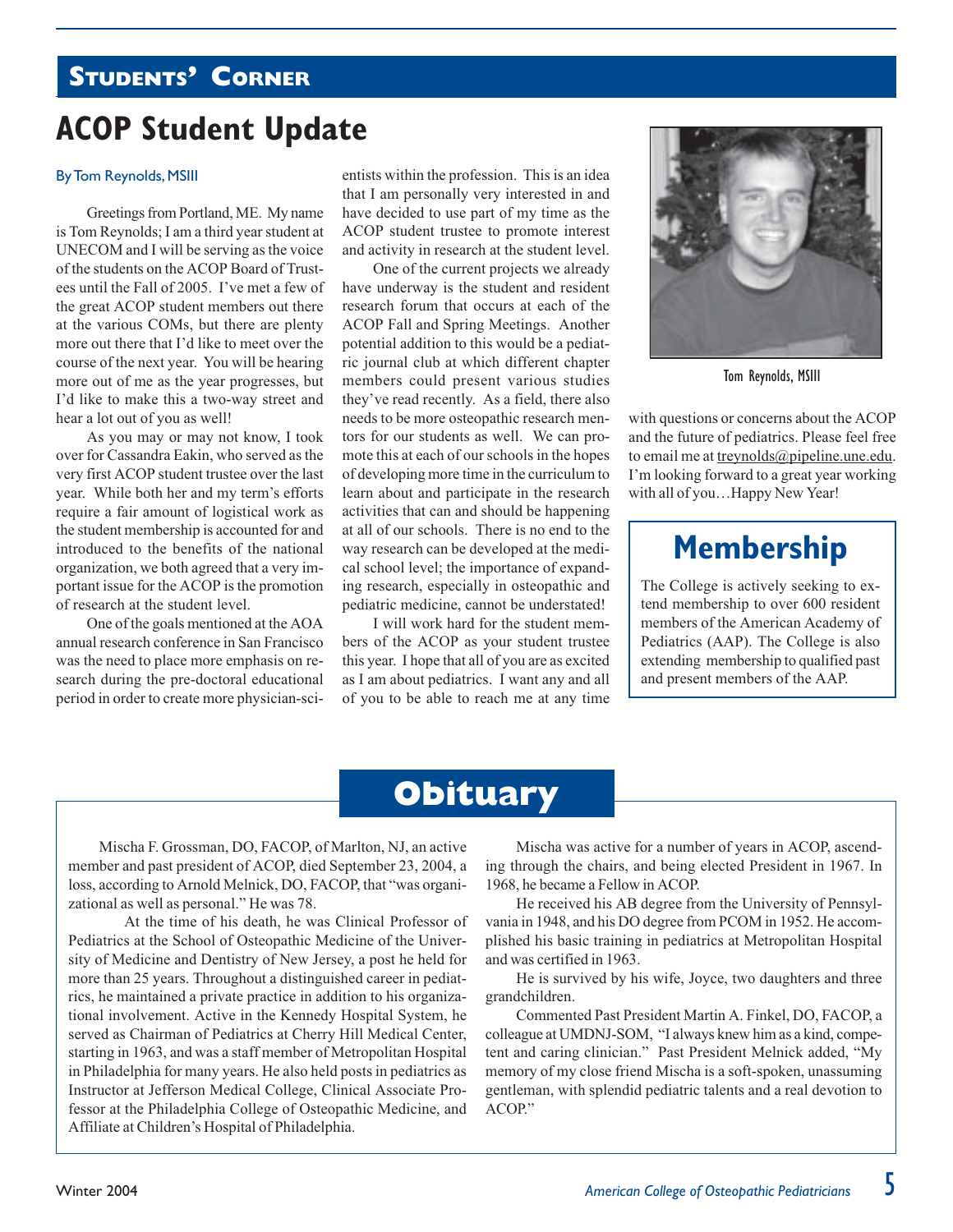## Students' Corner

# ACOP Student Update

By Tom Reynolds, MSIII

Greetings from Portland, ME. My name is Tom Reynolds; I am a third year student at UNECOM and I will be serving as the voice of the students on the ACOP Board of Trustees until the Fall of 2005. I've met a few of the great ACOP student members out there at the various COMs, but there are plenty more out there that I'd like to meet over the course of the next year. You will be hearing more out of me as the year progresses, but I'd like to make this a two-way street and hear a lot out of you as well!

As you may or may not know, I took over for Cassandra Eakin, who served as the very first ACOP student trustee over the last year. While both her and my term's efforts require a fair amount of logistical work as the student membership is accounted for and introduced to the benefits of the national organization, we both agreed that a very important issue for the ACOP is the promotion of research at the student level.

One of the goals mentioned at the AOA annual research conference in San Francisco was the need to place more emphasis on research during the pre-doctoral educational period in order to create more physician-scientists within the profession. This is an idea that I am personally very interested in and have decided to use part of my time as the ACOP student trustee to promote interest and activity in research at the student level.

One of the current projects we already have underway is the student and resident research forum that occurs at each of the ACOP Fall and Spring Meetings. Another potential addition to this would be a pediatric journal club at which different chapter members could present various studies they've read recently. As a field, there also needs to be more osteopathic research mentors for our students as well. We can promote this at each of our schools in the hopes of developing more time in the curriculum to learn about and participate in the research activities that can and should be happening at all of our schools. There is no end to the way research can be developed at the medical school level; the importance of expanding research, especially in osteopathic and pediatric medicine, cannot be understated!

I will work hard for the student members of the ACOP as your student trustee this year. I hope that all of you are as excited as I am about pediatrics. I want any and all of you to be able to reach me at any time with questions or concerns about the ACOP and the future of pediatrics. Please feel free to email me at treynolds@pipeline.une.edu. I'm looking forward to a great year working with all of you…Happy New Year!

Tom Reynolds, MSIII

## Membership

The College is actively seeking to extend membership to over 600 resident members of the American Academy of Pediatrics (AAP). The College is also extending membership to qualified past and present members of the AAP.

## Obituary

Mischa F. Grossman, DO, FACOP, of Marlton, NJ, an active member and past president of ACOP, died September 23, 2004, a loss, according to Arnold Melnick, DO, FACOP, that "was organizational as well as personal." He was 78.

At the time of his death, he was Clinical Professor of Pediatrics at the School of Osteopathic Medicine of the University of Medicine and Dentistry of New Jersey, a post he held for more than 25 years. Throughout a distinguished career in pediatrics, he maintained a private practice in addition to his organizational involvement. Active in the Kennedy Hospital System, he served as Chairman of Pediatrics at Cherry Hill Medical Center, starting in 1963, and was a staff member of Metropolitan Hospital in Philadelphia for many years. He also held posts in pediatrics as Instructor at Jefferson Medical College, Clinical Associate Professor at the Philadelphia College of Osteopathic Medicine, and Affiliate at Children's Hospital of Philadelphia.

Mischa was active for a number of years in ACOP, ascending through the chairs, and being elected President in 1967. In 1968, he became a Fellow in ACOP.

He received his AB degree from the University of Pennsylvania in 1948, and his DO degree from PCOM in 1952. He accomplished his basic training in pediatrics at Metropolitan Hospital and was certified in 1963.

He is survived by his wife, Joyce, two daughters and three grandchildren.

Commented Past President Martin A. Finkel, DO, FACOP, a colleague at UMDNJ-SOM, "I always knew him as a kind, competent and caring clinician." Past President Melnick added, "My memory of my close friend Mischa is a soft-spoken, unassuming gentleman, with splendid pediatric talents and a real devotion to ACOP."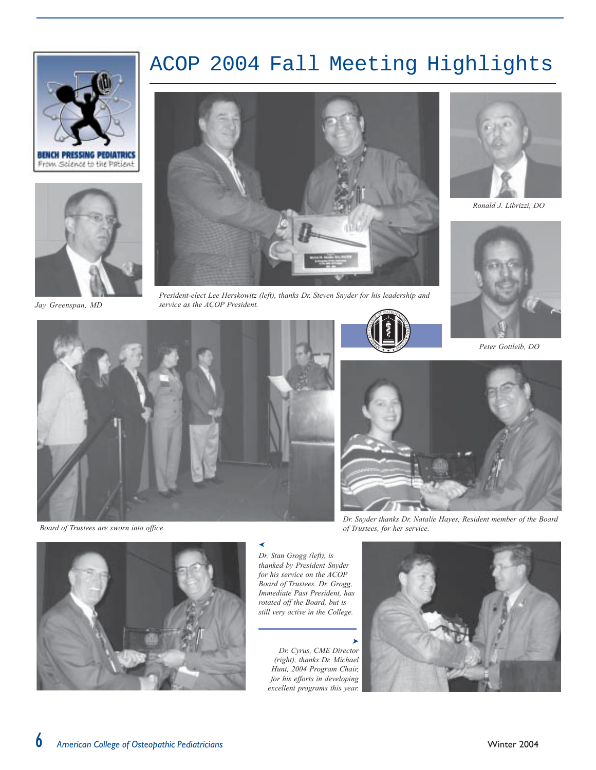# ACOP 2004 Fall Meeting Highlights

BENCH PRESSING PEDIATRICS
From Science to the Patient

Jay Greenspan, MD

*President-elect Lee Herskowitz (left), thanks Dr. Steven Snyder for his leadership and service as the ACOP President.*

*Ronald J. Librizzi, DO*

*Peter Gottleib, DO*

*Board of Trustees are sworn into office*

*Dr. Snyder thanks Dr. Natalie Hayes, Resident member of the Board of Trustees, for her service.*

*Dr. Stan Grogg (left), is thanked by President Snyder for his service on the ACOP Board of Trustees. Dr. Grogg, Immediate Past President, has rotated off the Board, but is still very active in the College.*

*Dr. Cyrus, CME Director (right), thanks Dr. Michael Hunt, 2004 Program Chair, for his efforts in developing excellent programs this year.*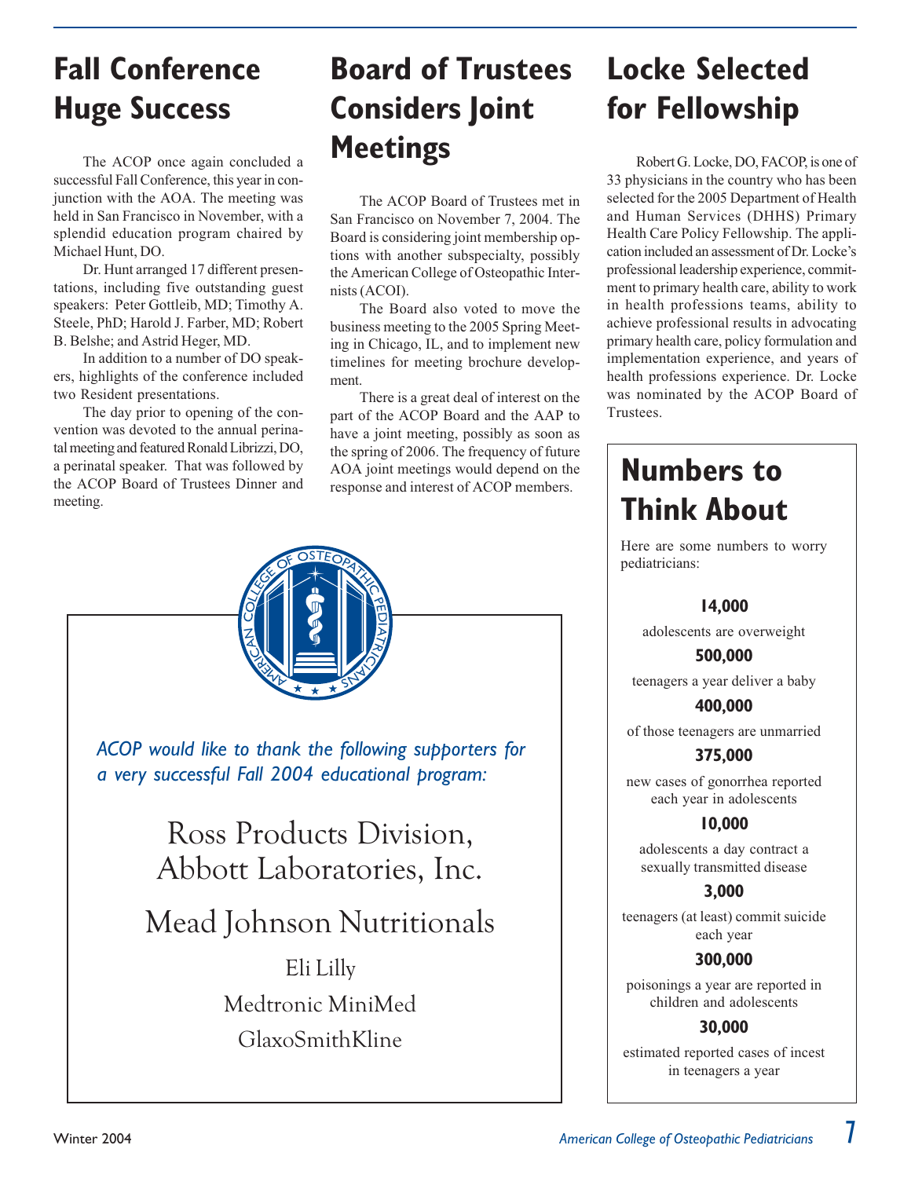# Fall Conference Huge Success

The ACOP once again concluded a successful Fall Conference, this year in conjunction with the AOA. The meeting was held in San Francisco in November, with a splendid education program chaired by Michael Hunt, DO.

Dr. Hunt arranged 17 different presentations, including five outstanding guest speakers: Peter Gottleib, MD; Timothy A. Steele, PhD; Harold J. Farber, MD; Robert B. Belshe; and Astrid Heger, MD.

In addition to a number of DO speakers, highlights of the conference included two Resident presentations.

The day prior to opening of the convention was devoted to the annual perinatal meeting and featured Ronald Librizzi, DO, a perinatal speaker. That was followed by the ACOP Board of Trustees Dinner and meeting.

# Board of Trustees Considers Joint Meetings

The ACOP Board of Trustees met in San Francisco on November 7, 2004. The Board is considering joint membership options with another subspecialty, possibly the American College of Osteopathic Internists (ACOI).

The Board also voted to move the business meeting to the 2005 Spring Meeting in Chicago, IL, and to implement new timelines for meeting brochure development.

There is a great deal of interest on the part of the ACOP Board and the AAP to have a joint meeting, possibly as soon as the spring of 2006. The frequency of future AOA joint meetings would depend on the response and interest of ACOP members.

# Locke Selected for Fellowship

Robert G. Locke, DO, FACOP, is one of 33 physicians in the country who has been selected for the 2005 Department of Health and Human Services (DHHS) Primary Health Care Policy Fellowship. The application included an assessment of Dr. Locke's professional leadership experience, commitment to primary health care, ability to work in health professions teams, ability to achieve professional results in advocating primary health care, policy formulation and implementation experience, and years of health professions experience. Dr. Locke was nominated by the ACOP Board of Trustees.

*ACOP would like to thank the following supporters for a very successful Fall 2004 educational program:*

Ross Products Division, Abbott Laboratories, Inc.

Mead Johnson Nutritionals

Eli Lilly

Medtronic MiniMed

GlaxoSmithKline

## Numbers to Think About

Here are some numbers to worry pediatricians:

**14,000**
adolescents are overweight

**500,000**
teenagers a year deliver a baby

**400,000**
of those teenagers are unmarried

**375,000**
new cases of gonorrhea reported each year in adolescents

**10,000**
adolescents a day contract a sexually transmitted disease

**3,000**
teenagers (at least) commit suicide each year

**300,000**
poisonings a year are reported in children and adolescents

**30,000**
estimated reported cases of incest in teenagers a year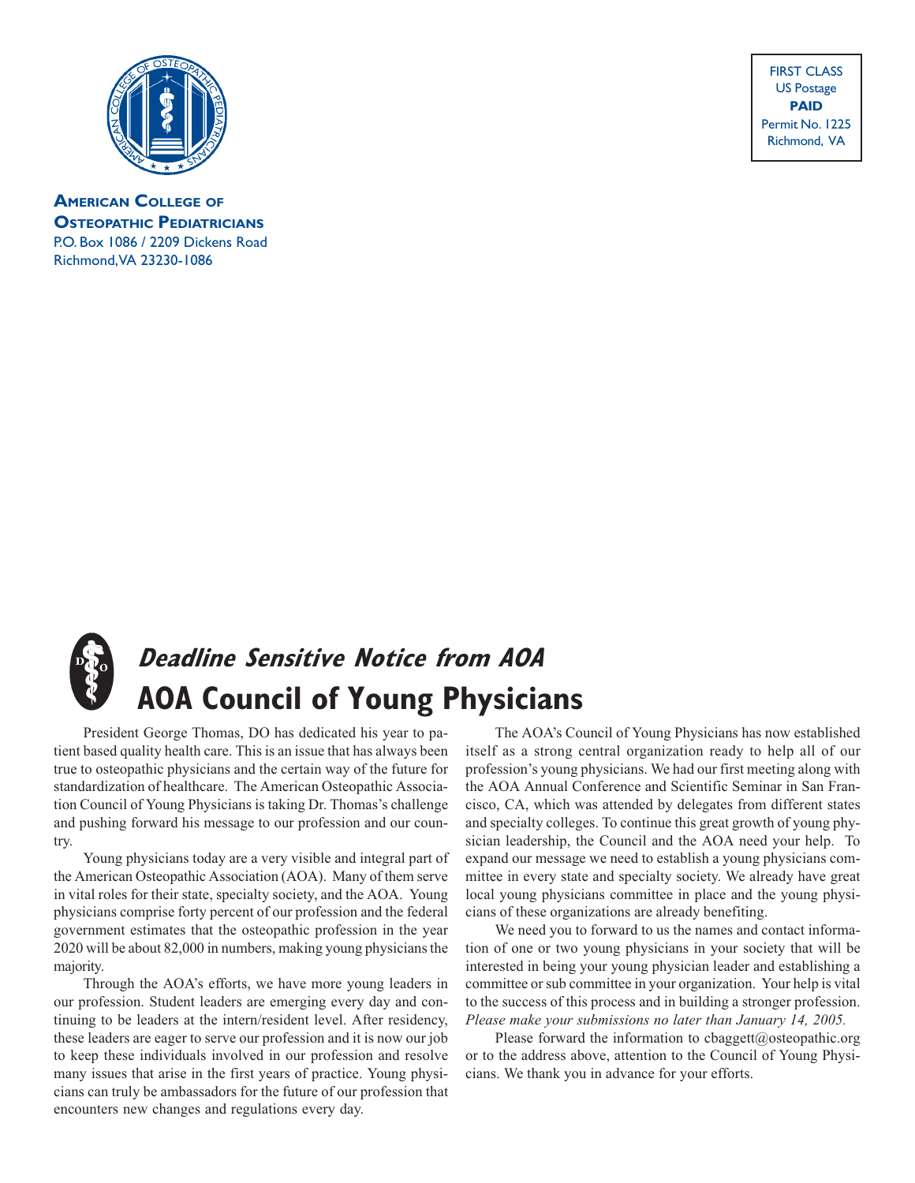**American College of Osteopathic Pediatricians**
P.O. Box 1086 / 2209 Dickens Road
Richmond, VA 23230-1086

FIRST CLASS
US Postage
**PAID**
Permit No. 1225
Richmond, VA

### *Deadline Sensitive Notice from AOA*

## AOA Council of Young Physicians

President George Thomas, DO has dedicated his year to patient based quality health care. This is an issue that has always been true to osteopathic physicians and the certain way of the future for standardization of healthcare. The American Osteopathic Association Council of Young Physicians is taking Dr. Thomas's challenge and pushing forward his message to our profession and our country.

Young physicians today are a very visible and integral part of the American Osteopathic Association (AOA). Many of them serve in vital roles for their state, specialty society, and the AOA. Young physicians comprise forty percent of our profession and the federal government estimates that the osteopathic profession in the year 2020 will be about 82,000 in numbers, making young physicians the majority.

Through the AOA's efforts, we have more young leaders in our profession. Student leaders are emerging every day and continuing to be leaders at the intern/resident level. After residency, these leaders are eager to serve our profession and it is now our job to keep these individuals involved in our profession and resolve many issues that arise in the first years of practice. Young physicians can truly be ambassadors for the future of our profession that encounters new changes and regulations every day.

The AOA's Council of Young Physicians has now established itself as a strong central organization ready to help all of our profession's young physicians. We had our first meeting along with the AOA Annual Conference and Scientific Seminar in San Francisco, CA, which was attended by delegates from different states and specialty colleges. To continue this great growth of young physician leadership, the Council and the AOA need your help. To expand our message we need to establish a young physicians committee in every state and specialty society. We already have great local young physicians committee in place and the young physicians of these organizations are already benefiting.

We need you to forward to us the names and contact information of one or two young physicians in your society that will be interested in being your young physician leader and establishing a committee or sub committee in your organization. Your help is vital to the success of this process and in building a stronger profession. *Please make your submissions no later than January 14, 2005.*

Please forward the information to cbaggett@osteopathic.org or to the address above, attention to the Council of Young Physicians. We thank you in advance for your efforts.